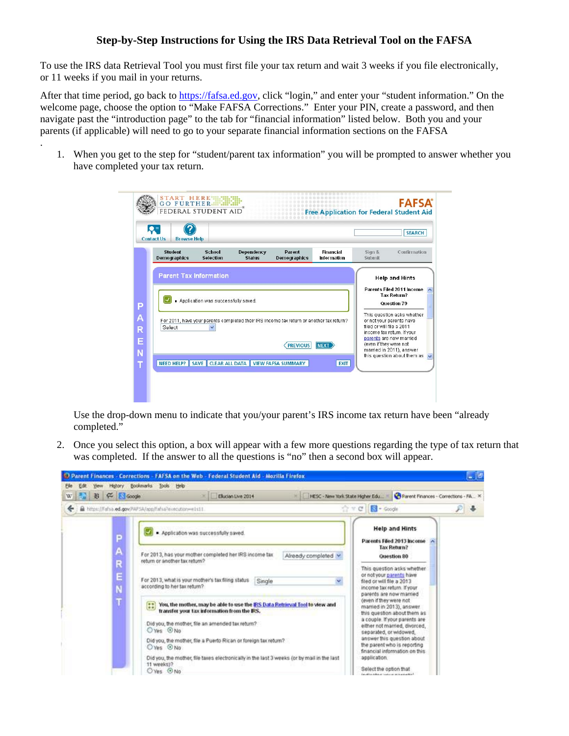# Step-by-Step Instructions for Using the IRS Data Retrieval Tool on the FAFSA

To use the IRS data Retrieval Tool you must first file your tax return and wait 3 weeks if you file electronically, or 11 weeks if you mail in your returns.

After that time period, go back to https://fafsa.ed.gov, click "login," and enter your "student information." On the welcome page, choose the option to "Make FAFSA Corrections." Enter your PIN, create a password, and then navigate past the "introduction page" to the tab for "financial information" listed below. Both you and your parents (if applicable) will need to go to your separate financial information sections on the FAFSA

.

1. When you get to the step for "student/parent tax information" you will be prompted to answer whether you have completed your tax return.

   Use the drop-down menu to indicate that you/your parent's IRS income tax return have been "already completed."

2. Once you select this option, a box will appear with a few more questions regarding the type of tax return that was completed. If the answer to all the questions is "no" then a second box will appear.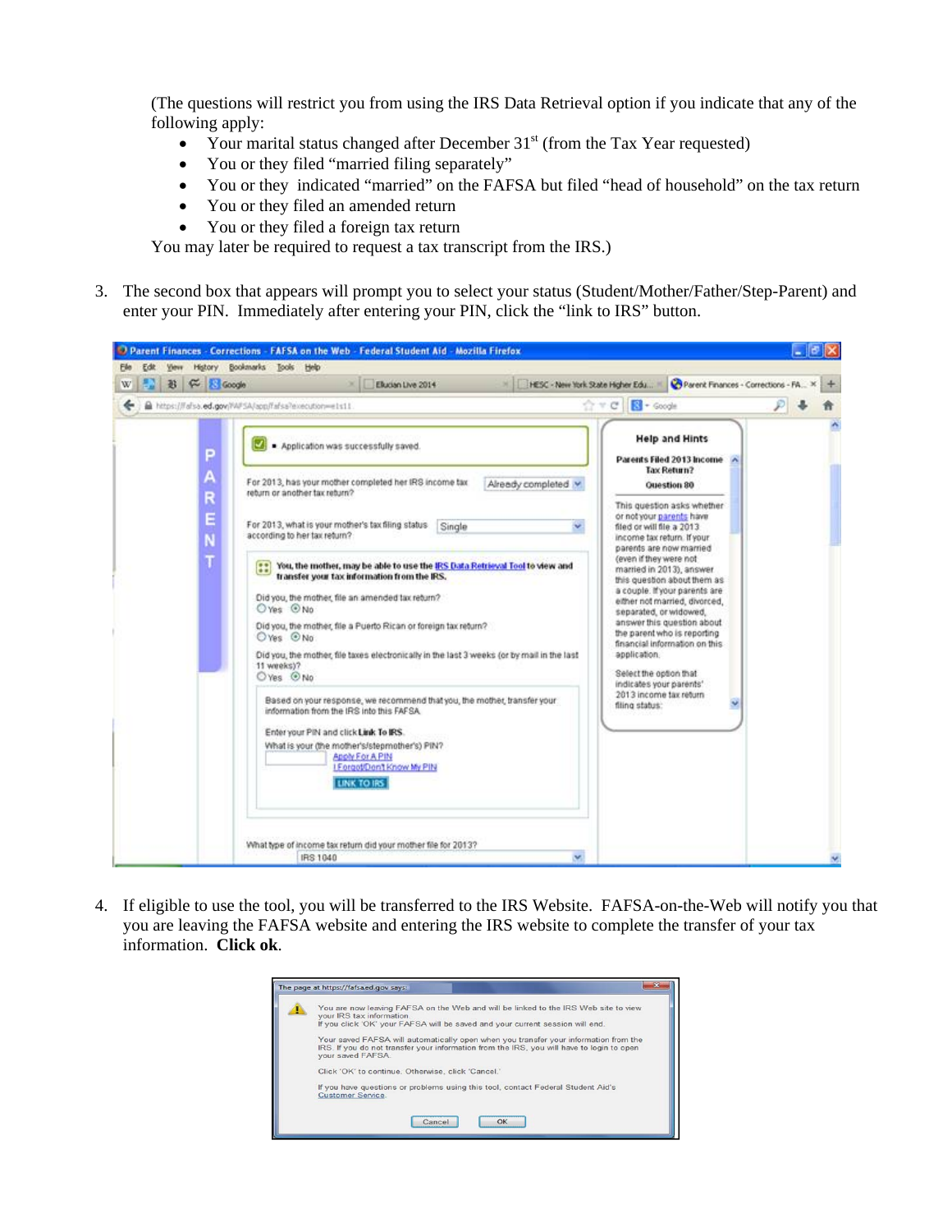(The questions will restrict you from using the IRS Data Retrieval option if you indicate that any of the following apply:

- Your marital status changed after December 31st (from the Tax Year requested)
- You or they filed "married filing separately"
- You or they indicated "married" on the FAFSA but filed "head of household" on the tax return
- You or they filed an amended return
- You or they filed a foreign tax return

You may later be required to request a tax transcript from the IRS.)

3. The second box that appears will prompt you to select your status (Student/Mother/Father/Step-Parent) and enter your PIN. Immediately after entering your PIN, click the "link to IRS" button.

4. If eligible to use the tool, you will be transferred to the IRS Website. FAFSA-on-the-Web will notify you that you are leaving the FAFSA website and entering the IRS website to complete the transfer of your tax information. **Click ok**.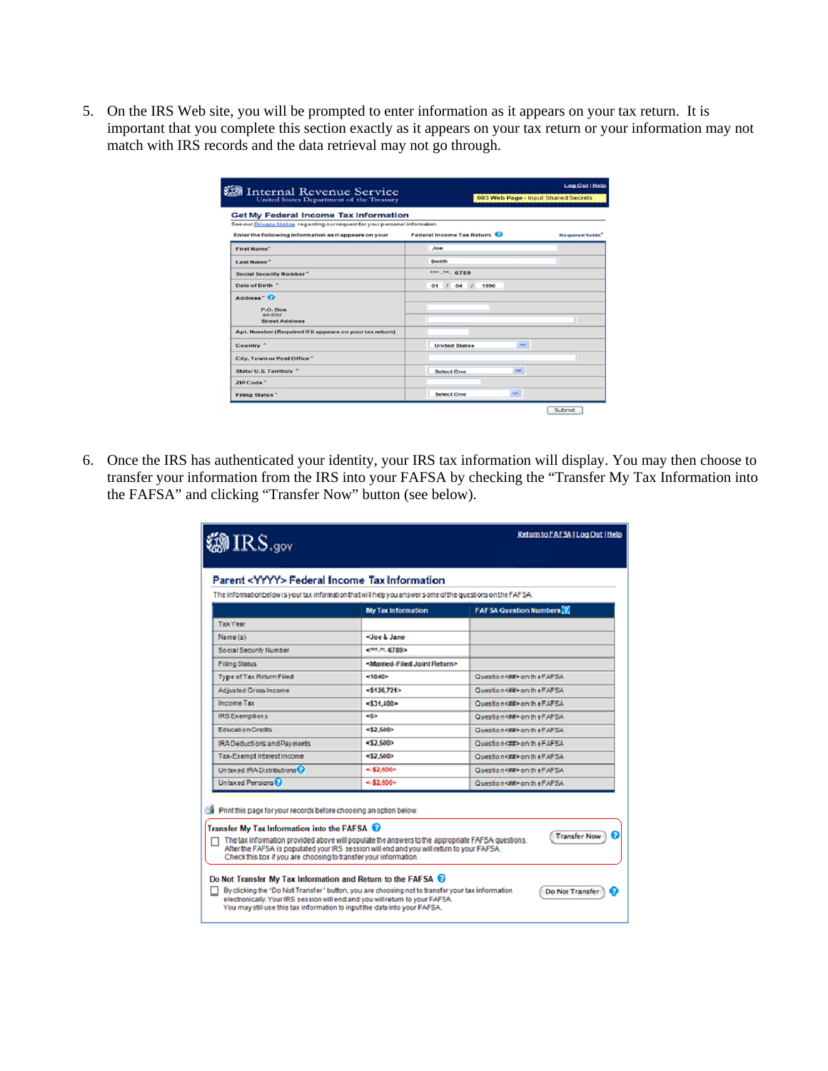5. On the IRS Web site, you will be prompted to enter information as it appears on your tax return. It is important that you complete this section exactly as it appears on your tax return or your information may not match with IRS records and the data retrieval may not go through.

6. Once the IRS has authenticated your identity, your IRS tax information will display. You may then choose to transfer your information from the IRS into your FAFSA by checking the "Transfer My Tax Information into the FAFSA" and clicking "Transfer Now" button (see below).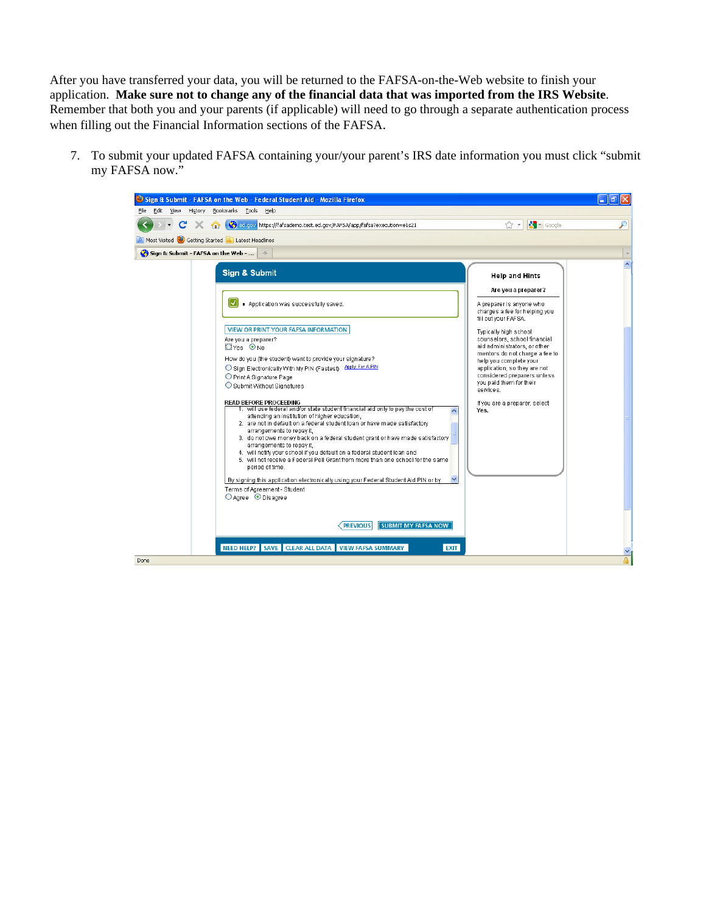After you have transferred your data, you will be returned to the FAFSA-on-the-Web website to finish your application. **Make sure not to change any of the financial data that was imported from the IRS Website**. Remember that both you and your parents (if applicable) will need to go through a separate authentication process when filling out the Financial Information sections of the FAFSA.

7. To submit your updated FAFSA containing your/your parent's IRS date information you must click "submit my FAFSA now."